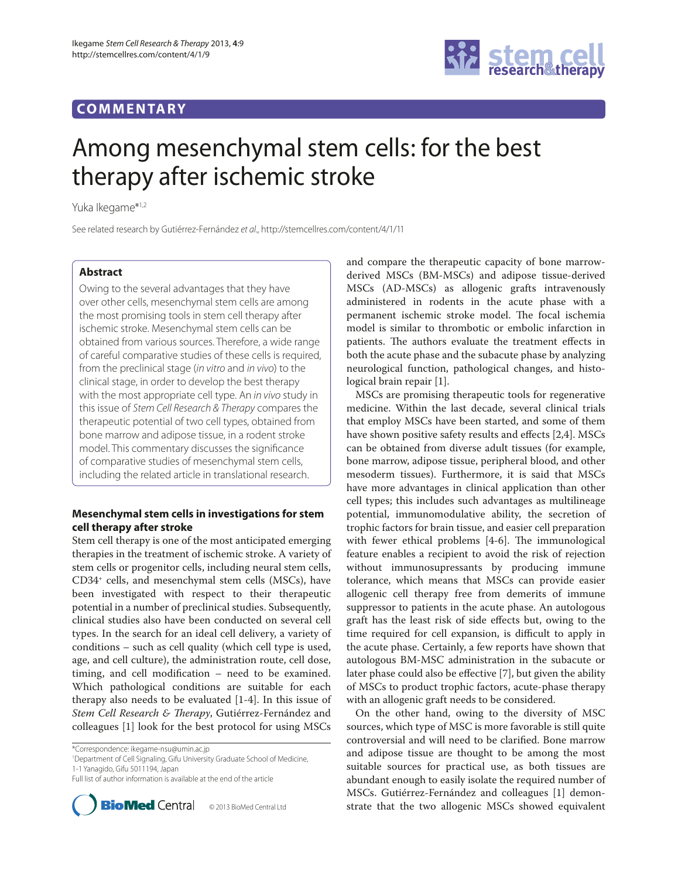## COMMENTARY

# Among mesenchymal stem cells: for the best therapy after ischemic stroke

Yuka Ikegame*[1,2]

See related research by Gutiérrez-Fernández *et al.*, http://stemcellres.com/content/4/1/11

### Abstract

Owing to the several advantages that they have over other cells, mesenchymal stem cells are among the most promising tools in stem cell therapy after ischemic stroke. Mesenchymal stem cells can be obtained from various sources. Therefore, a wide range of careful comparative studies of these cells is required, from the preclinical stage (*in vitro* and *in vivo*) to the clinical stage, in order to develop the best therapy with the most appropriate cell type. An *in vivo* study in this issue of *Stem Cell Research & Therapy* compares the therapeutic potential of two cell types, obtained from bone marrow and adipose tissue, in a rodent stroke model. This commentary discusses the significance of comparative studies of mesenchymal stem cells, including the related article in translational research.

### Mesenchymal stem cells in investigations for stem cell therapy after stroke

Stem cell therapy is one of the most anticipated emerging therapies in the treatment of ischemic stroke. A variety of stem cells or progenitor cells, including neural stem cells, CD34+ cells, and mesenchymal stem cells (MSCs), have been investigated with respect to their therapeutic potential in a number of preclinical studies. Subsequently, clinical studies also have been conducted on several cell types. In the search for an ideal cell delivery, a variety of conditions – such as cell quality (which cell type is used, age, and cell culture), the administration route, cell dose, timing, and cell modification – need to be examined. Which pathological conditions are suitable for each therapy also needs to be evaluated [1-4]. In this issue of *Stem Cell Research & Therapy*, Gutiérrez-Fernández and colleagues [1] look for the best protocol for using MSCs and compare the therapeutic capacity of bone marrow-derived MSCs (BM-MSCs) and adipose tissue-derived MSCs (AD-MSCs) as allogenic grafts intravenously administered in rodents in the acute phase with a permanent ischemic stroke model. The focal ischemia model is similar to thrombotic or embolic infarction in patients. The authors evaluate the treatment effects in both the acute phase and the subacute phase by analyzing neurological function, pathological changes, and histological brain repair [1].

MSCs are promising therapeutic tools for regenerative medicine. Within the last decade, several clinical trials that employ MSCs have been started, and some of them have shown positive safety results and effects [2,4]. MSCs can be obtained from diverse adult tissues (for example, bone marrow, adipose tissue, peripheral blood, and other mesoderm tissues). Furthermore, it is said that MSCs have more advantages in clinical application than other cell types; this includes such advantages as multilineage potential, immunomodulative ability, the secretion of trophic factors for brain tissue, and easier cell preparation with fewer ethical problems [4-6]. The immunological feature enables a recipient to avoid the risk of rejection without immunosupressants by producing immune tolerance, which means that MSCs can provide easier allogenic cell therapy free from demerits of immune suppressor to patients in the acute phase. An autologous graft has the least risk of side effects but, owing to the time required for cell expansion, is difficult to apply in the acute phase. Certainly, a few reports have shown that autologous BM-MSC administration in the subacute or later phase could also be effective [7], but given the ability of MSCs to product trophic factors, acute-phase therapy with an allogenic graft needs to be considered.

On the other hand, owing to the diversity of MSC sources, which type of MSC is more favorable is still quite controversial and will need to be clarified. Bone marrow and adipose tissue are thought to be among the most suitable sources for practical use, as both tissues are abundant enough to easily isolate the required number of MSCs. Gutiérrez-Fernández and colleagues [1] demonstrate that the two allogenic MSCs showed equivalent

*Correspondence: ikegame-nsu@umin.ac.jp
[1]Department of Cell Signaling, Gifu University Graduate School of Medicine, 1-1 Yanagido, Gifu 5011194, Japan
Full list of author information is available at the end of the article

© 2013 BioMed Central Ltd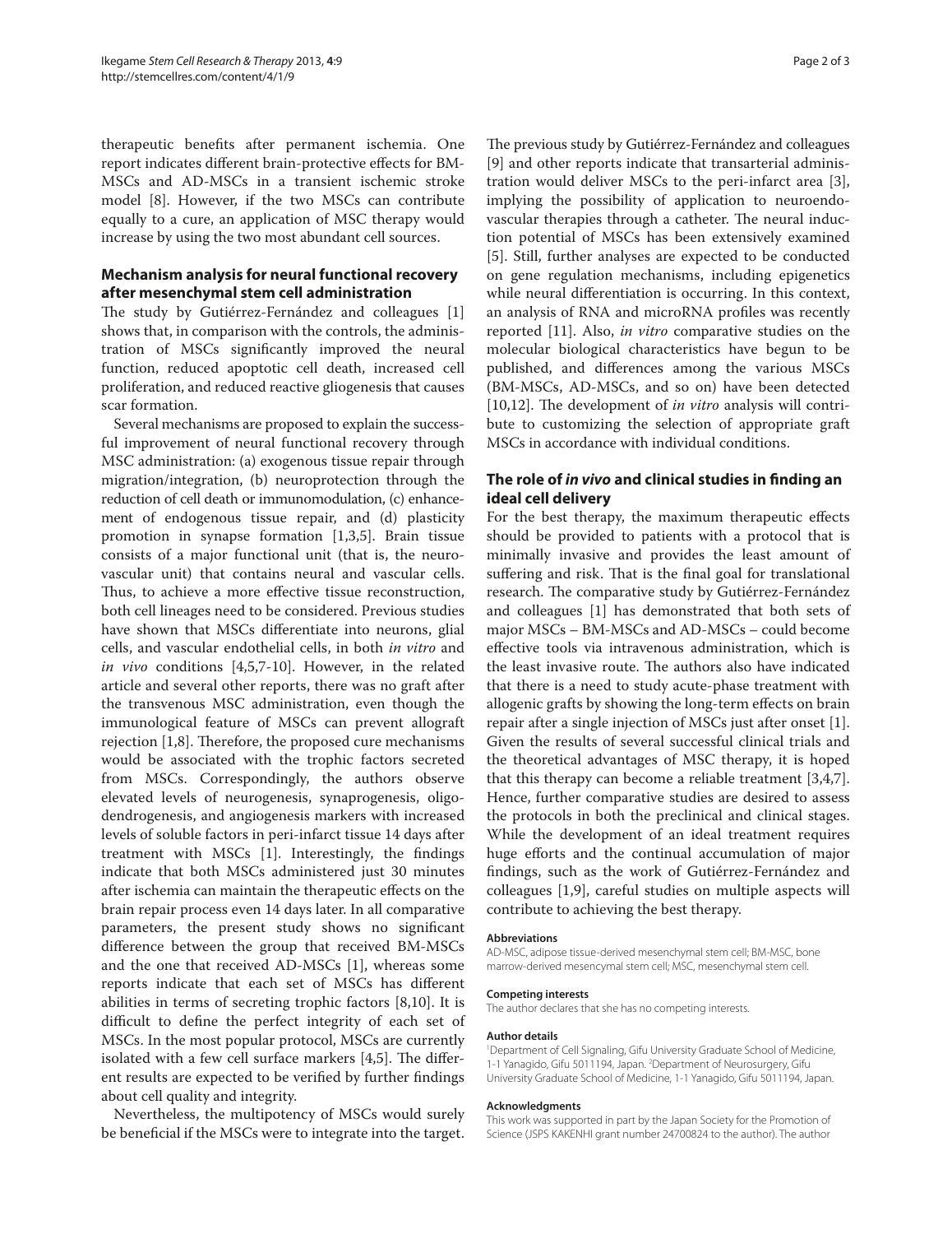therapeutic benefits after permanent ischemia. One report indicates different brain-protective effects for BM-MSCs and AD-MSCs in a transient ischemic stroke model [8]. However, if the two MSCs can contribute equally to a cure, an application of MSC therapy would increase by using the two most abundant cell sources.

## Mechanism analysis for neural functional recovery after mesenchymal stem cell administration

The study by Gutiérrez-Fernández and colleagues [1] shows that, in comparison with the controls, the administration of MSCs significantly improved the neural function, reduced apoptotic cell death, increased cell proliferation, and reduced reactive gliogenesis that causes scar formation.

Several mechanisms are proposed to explain the successful improvement of neural functional recovery through MSC administration: (a) exogenous tissue repair through migration/integration, (b) neuroprotection through the reduction of cell death or immunomodulation, (c) enhancement of endogenous tissue repair, and (d) plasticity promotion in synapse formation [1,3,5]. Brain tissue consists of a major functional unit (that is, the neurovascular unit) that contains neural and vascular cells. Thus, to achieve a more effective tissue reconstruction, both cell lineages need to be considered. Previous studies have shown that MSCs differentiate into neurons, glial cells, and vascular endothelial cells, in both *in vitro* and *in vivo* conditions [4,5,7-10]. However, in the related article and several other reports, there was no graft after the transvenous MSC administration, even though the immunological feature of MSCs can prevent allograft rejection [1,8]. Therefore, the proposed cure mechanisms would be associated with the trophic factors secreted from MSCs. Correspondingly, the authors observe elevated levels of neurogenesis, synaprogenesis, oligodendrogenesis, and angiogenesis markers with increased levels of soluble factors in peri-infarct tissue 14 days after treatment with MSCs [1]. Interestingly, the findings indicate that both MSCs administered just 30 minutes after ischemia can maintain the therapeutic effects on the brain repair process even 14 days later. In all comparative parameters, the present study shows no significant difference between the group that received BM-MSCs and the one that received AD-MSCs [1], whereas some reports indicate that each set of MSCs has different abilities in terms of secreting trophic factors [8,10]. It is difficult to define the perfect integrity of each set of MSCs. In the most popular protocol, MSCs are currently isolated with a few cell surface markers [4,5]. The different results are expected to be verified by further findings about cell quality and integrity.

Nevertheless, the multipotency of MSCs would surely be beneficial if the MSCs were to integrate into the target. The previous study by Gutiérrez-Fernández and colleagues [9] and other reports indicate that transarterial administration would deliver MSCs to the peri-infarct area [3], implying the possibility of application to neuroendovascular therapies through a catheter. The neural induction potential of MSCs has been extensively examined [5]. Still, further analyses are expected to be conducted on gene regulation mechanisms, including epigenetics while neural differentiation is occurring. In this context, an analysis of RNA and microRNA profiles was recently reported [11]. Also, *in vitro* comparative studies on the molecular biological characteristics have begun to be published, and differences among the various MSCs (BM-MSCs, AD-MSCs, and so on) have been detected [10,12]. The development of *in vitro* analysis will contribute to customizing the selection of appropriate graft MSCs in accordance with individual conditions.

## The role of *in vivo* and clinical studies in finding an ideal cell delivery

For the best therapy, the maximum therapeutic effects should be provided to patients with a protocol that is minimally invasive and provides the least amount of suffering and risk. That is the final goal for translational research. The comparative study by Gutiérrez-Fernández and colleagues [1] has demonstrated that both sets of major MSCs – BM-MSCs and AD-MSCs – could become effective tools via intravenous administration, which is the least invasive route. The authors also have indicated that there is a need to study acute-phase treatment with allogenic grafts by showing the long-term effects on brain repair after a single injection of MSCs just after onset [1]. Given the results of several successful clinical trials and the theoretical advantages of MSC therapy, it is hoped that this therapy can become a reliable treatment [3,4,7]. Hence, further comparative studies are desired to assess the protocols in both the preclinical and clinical stages. While the development of an ideal treatment requires huge efforts and the continual accumulation of major findings, such as the work of Gutiérrez-Fernández and colleagues [1,9], careful studies on multiple aspects will contribute to achieving the best therapy.

#### Abbreviations

AD-MSC, adipose tissue-derived mesenchymal stem cell; BM-MSC, bone marrow-derived mesencymal stem cell; MSC, mesenchymal stem cell.

#### Competing interests

The author declares that she has no competing interests.

#### Author details

[1]Department of Cell Signaling, Gifu University Graduate School of Medicine, 1-1 Yanagido, Gifu 5011194, Japan. [2]Department of Neurosurgery, Gifu University Graduate School of Medicine, 1-1 Yanagido, Gifu 5011194, Japan.

#### Acknowledgments

This work was supported in part by the Japan Society for the Promotion of Science (JSPS KAKENHI grant number 24700824 to the author). The author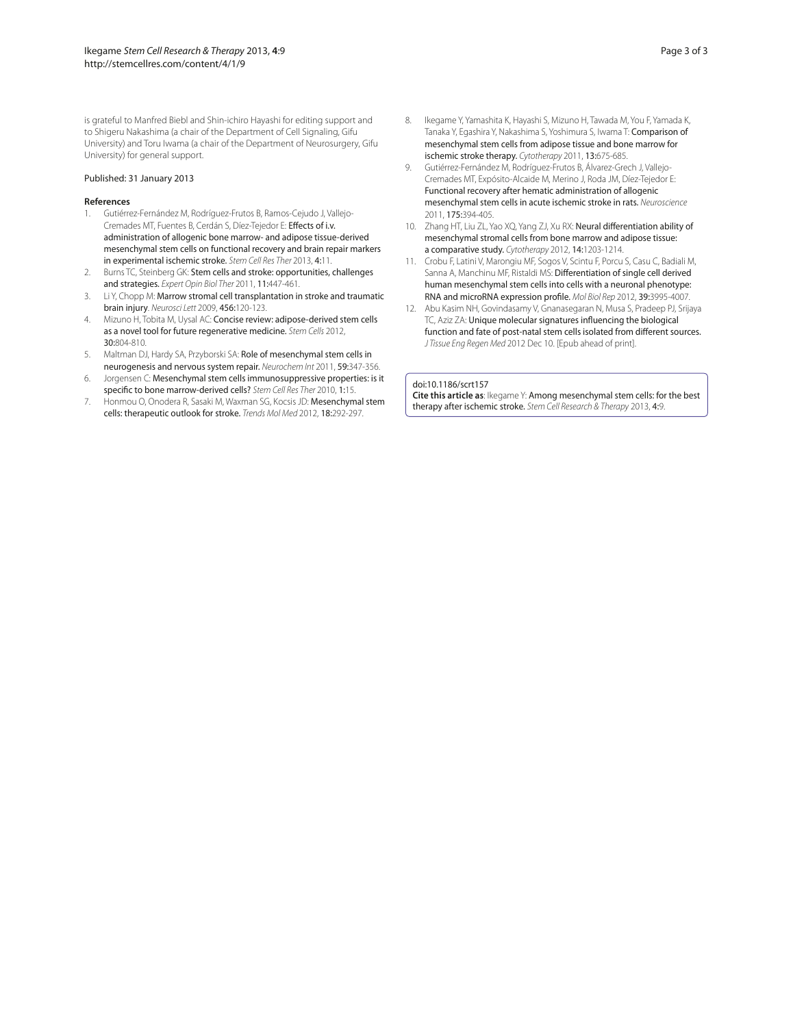is grateful to Manfred Biebl and Shin-ichiro Hayashi for editing support and to Shigeru Nakashima (a chair of the Department of Cell Signaling, Gifu University) and Toru Iwama (a chair of the Department of Neurosurgery, Gifu University) for general support.

Published: 31 January 2013

**References**

1. Gutiérrez-Fernández M, Rodríguez-Frutos B, Ramos-Cejudo J, Vallejo-Cremades MT, Fuentes B, Cerdán S, Díez-Tejedor E: **Effects of i.v. administration of allogenic bone marrow- and adipose tissue-derived mesenchymal stem cells on functional recovery and brain repair markers in experimental ischemic stroke.** *Stem Cell Res Ther* 2013, **4**:11.
2. Burns TC, Steinberg GK: **Stem cells and stroke: opportunities, challenges and strategies.** *Expert Opin Biol Ther* 2011, **11**:447-461.
3. Li Y, Chopp M: **Marrow stromal cell transplantation in stroke and traumatic brain injury.** *Neurosci Lett* 2009, **456**:120-123.
4. Mizuno H, Tobita M, Uysal AC: **Concise review: adipose-derived stem cells as a novel tool for future regenerative medicine.** *Stem Cells* 2012, **30**:804-810.
5. Maltman DJ, Hardy SA, Przyborski SA: **Role of mesenchymal stem cells in neurogenesis and nervous system repair.** *Neurochem Int* 2011, **59**:347-356.
6. Jorgensen C: **Mesenchymal stem cells immunosuppressive properties: is it specific to bone marrow-derived cells?** *Stem Cell Res Ther* 2010, **1**:15.
7. Honmou O, Onodera R, Sasaki M, Waxman SG, Kocsis JD: **Mesenchymal stem cells: therapeutic outlook for stroke.** *Trends Mol Med* 2012, **18**:292-297.
8. Ikegame Y, Yamashita K, Hayashi S, Mizuno H, Tawada M, You F, Yamada K, Tanaka Y, Egashira Y, Nakashima S, Yoshimura S, Iwama T: **Comparison of mesenchymal stem cells from adipose tissue and bone marrow for ischemic stroke therapy.** *Cytotherapy* 2011, **13**:675-685.
9. Gutiérrez-Fernández M, Rodríguez-Frutos B, Álvarez-Grech J, Vallejo-Cremades MT, Expósito-Alcaide M, Merino J, Roda JM, Díez-Tejedor E: **Functional recovery after hematic administration of allogenic mesenchymal stem cells in acute ischemic stroke in rats.** *Neuroscience* 2011, **175**:394-405.
10. Zhang HT, Liu ZL, Yao XQ, Yang ZJ, Xu RX: **Neural differentiation ability of mesenchymal stromal cells from bone marrow and adipose tissue: a comparative study.** *Cytotherapy* 2012, **14**:1203-1214.
11. Crobu F, Latini V, Marongiu MF, Sogos V, Scintu F, Porcu S, Casu C, Badiali M, Sanna A, Manchinu MF, Ristaldi MS: **Differentiation of single cell derived human mesenchymal stem cells into cells with a neuronal phenotype: RNA and microRNA expression profile.** *Mol Biol Rep* 2012, **39**:3995-4007.
12. Abu Kasim NH, Govindasamy V, Gnanasegaran N, Musa S, Pradeep PJ, Srijaya TC, Aziz ZA: **Unique molecular signatures influencing the biological function and fate of post-natal stem cells isolated from different sources.** *J Tissue Eng Regen Med* 2012 Dec 10. [Epub ahead of print].

doi:10.1186/scrt157
**Cite this article as**: Ikegame Y: **Among mesenchymal stem cells: for the best therapy after ischemic stroke.** *Stem Cell Research & Therapy* 2013, **4**:9.